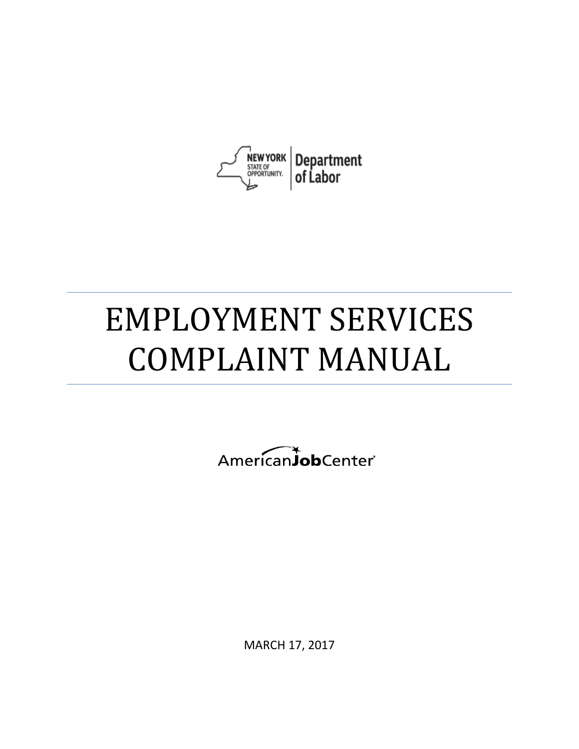NEW YORK STATE OF OPPORTUNITY. | Department of Labor

# EMPLOYMENT SERVICES COMPLAINT MANUAL

AmericanJobCenter

MARCH 17, 2017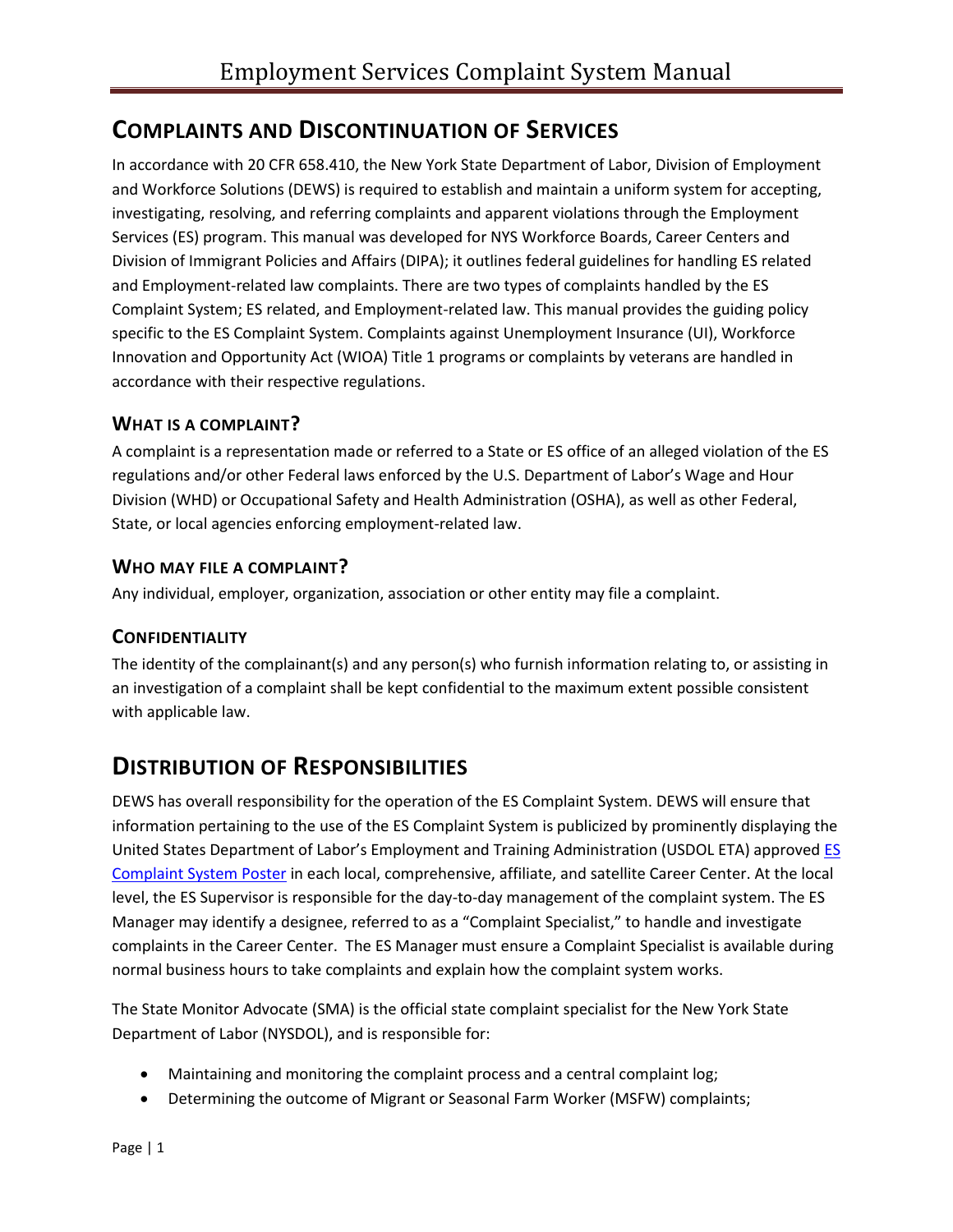## COMPLAINTS AND DISCONTINUATION OF SERVICES

In accordance with 20 CFR 658.410, the New York State Department of Labor, Division of Employment and Workforce Solutions (DEWS) is required to establish and maintain a uniform system for accepting, investigating, resolving, and referring complaints and apparent violations through the Employment Services (ES) program. This manual was developed for NYS Workforce Boards, Career Centers and Division of Immigrant Policies and Affairs (DIPA); it outlines federal guidelines for handling ES related and Employment-related law complaints. There are two types of complaints handled by the ES Complaint System; ES related, and Employment-related law. This manual provides the guiding policy specific to the ES Complaint System. Complaints against Unemployment Insurance (UI), Workforce Innovation and Opportunity Act (WIOA) Title 1 programs or complaints by veterans are handled in accordance with their respective regulations.

### WHAT IS A COMPLAINT?

A complaint is a representation made or referred to a State or ES office of an alleged violation of the ES regulations and/or other Federal laws enforced by the U.S. Department of Labor's Wage and Hour Division (WHD) or Occupational Safety and Health Administration (OSHA), as well as other Federal, State, or local agencies enforcing employment-related law.

### WHO MAY FILE A COMPLAINT?

Any individual, employer, organization, association or other entity may file a complaint.

### CONFIDENTIALITY

The identity of the complainant(s) and any person(s) who furnish information relating to, or assisting in an investigation of a complaint shall be kept confidential to the maximum extent possible consistent with applicable law.

## DISTRIBUTION OF RESPONSIBILITIES

DEWS has overall responsibility for the operation of the ES Complaint System. DEWS will ensure that information pertaining to the use of the ES Complaint System is publicized by prominently displaying the United States Department of Labor's Employment and Training Administration (USDOL ETA) approved ES Complaint System Poster in each local, comprehensive, affiliate, and satellite Career Center. At the local level, the ES Supervisor is responsible for the day-to-day management of the complaint system. The ES Manager may identify a designee, referred to as a "Complaint Specialist," to handle and investigate complaints in the Career Center. The ES Manager must ensure a Complaint Specialist is available during normal business hours to take complaints and explain how the complaint system works.

The State Monitor Advocate (SMA) is the official state complaint specialist for the New York State Department of Labor (NYSDOL), and is responsible for:

- Maintaining and monitoring the complaint process and a central complaint log;
- Determining the outcome of Migrant or Seasonal Farm Worker (MSFW) complaints;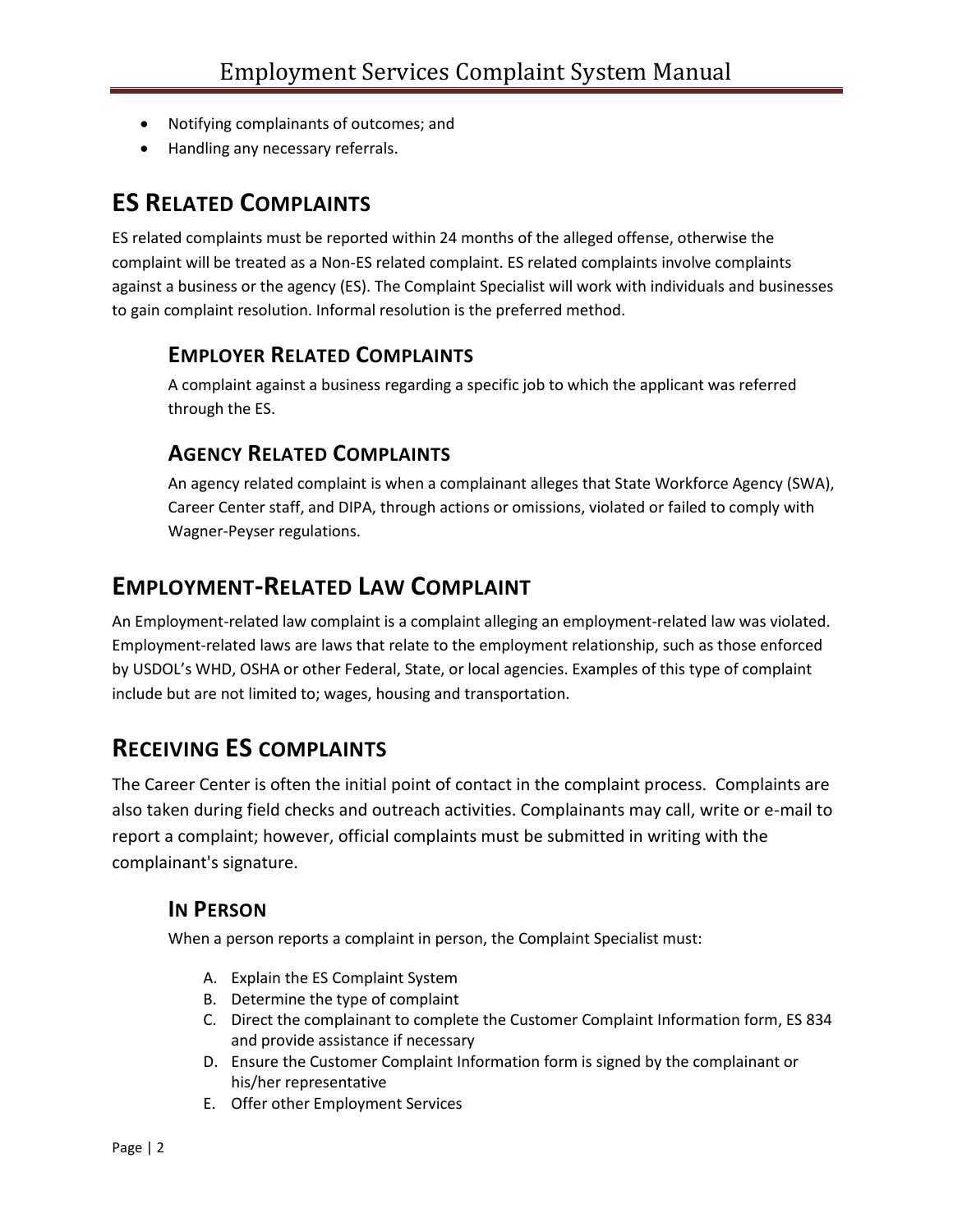- Notifying complainants of outcomes; and
- Handling any necessary referrals.

## ES Related Complaints

ES related complaints must be reported within 24 months of the alleged offense, otherwise the complaint will be treated as a Non-ES related complaint. ES related complaints involve complaints against a business or the agency (ES). The Complaint Specialist will work with individuals and businesses to gain complaint resolution. Informal resolution is the preferred method.

### Employer Related Complaints

A complaint against a business regarding a specific job to which the applicant was referred through the ES.

### Agency Related Complaints

An agency related complaint is when a complainant alleges that State Workforce Agency (SWA), Career Center staff, and DIPA, through actions or omissions, violated or failed to comply with Wagner-Peyser regulations.

## Employment-Related Law Complaint

An Employment-related law complaint is a complaint alleging an employment-related law was violated. Employment-related laws are laws that relate to the employment relationship, such as those enforced by USDOL's WHD, OSHA or other Federal, State, or local agencies. Examples of this type of complaint include but are not limited to; wages, housing and transportation.

## Receiving ES complaints

The Career Center is often the initial point of contact in the complaint process. Complaints are also taken during field checks and outreach activities. Complainants may call, write or e-mail to report a complaint; however, official complaints must be submitted in writing with the complainant's signature.

### In Person

When a person reports a complaint in person, the Complaint Specialist must:

A. Explain the ES Complaint System
B. Determine the type of complaint
C. Direct the complainant to complete the Customer Complaint Information form, ES 834 and provide assistance if necessary
D. Ensure the Customer Complaint Information form is signed by the complainant or his/her representative
E. Offer other Employment Services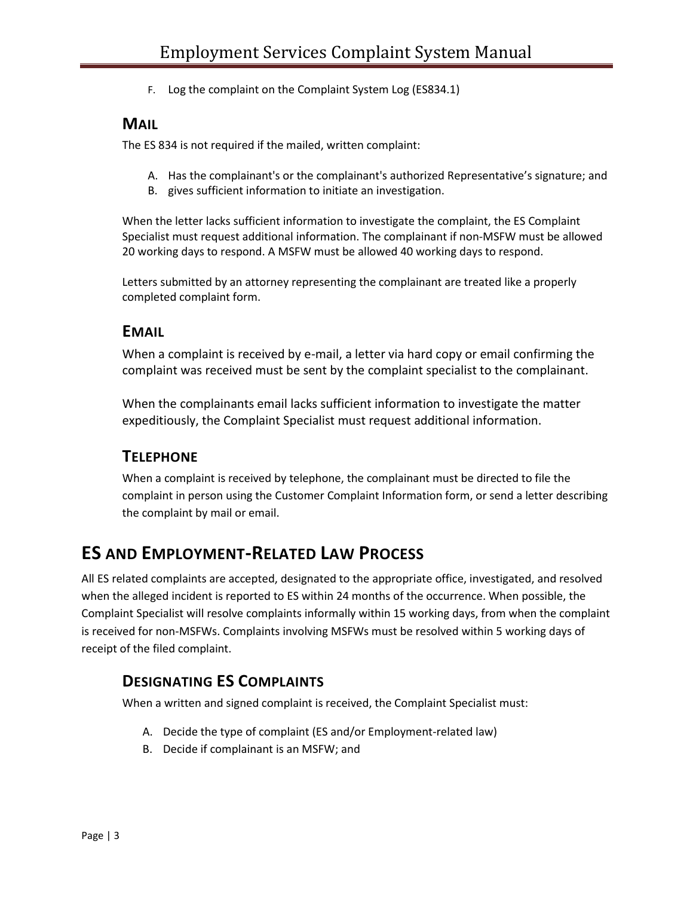F. Log the complaint on the Complaint System Log (ES834.1)

### MAIL

The ES 834 is not required if the mailed, written complaint:

A. Has the complainant's or the complainant's authorized Representative's signature; and
B. gives sufficient information to initiate an investigation.

When the letter lacks sufficient information to investigate the complaint, the ES Complaint Specialist must request additional information. The complainant if non-MSFW must be allowed 20 working days to respond. A MSFW must be allowed 40 working days to respond.

Letters submitted by an attorney representing the complainant are treated like a properly completed complaint form.

### EMAIL

When a complaint is received by e-mail, a letter via hard copy or email confirming the complaint was received must be sent by the complaint specialist to the complainant.

When the complainants email lacks sufficient information to investigate the matter expeditiously, the Complaint Specialist must request additional information.

### TELEPHONE

When a complaint is received by telephone, the complainant must be directed to file the complaint in person using the Customer Complaint Information form, or send a letter describing the complaint by mail or email.

## ES AND EMPLOYMENT-RELATED LAW PROCESS

All ES related complaints are accepted, designated to the appropriate office, investigated, and resolved when the alleged incident is reported to ES within 24 months of the occurrence. When possible, the Complaint Specialist will resolve complaints informally within 15 working days, from when the complaint is received for non-MSFWs. Complaints involving MSFWs must be resolved within 5 working days of receipt of the filed complaint.

### DESIGNATING ES COMPLAINTS

When a written and signed complaint is received, the Complaint Specialist must:

A. Decide the type of complaint (ES and/or Employment-related law)
B. Decide if complainant is an MSFW; and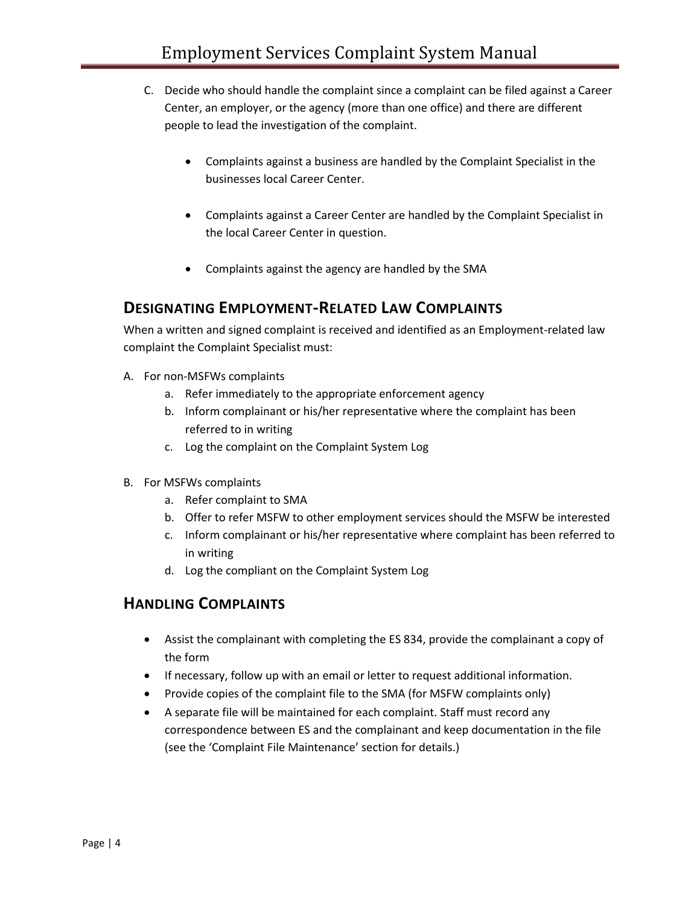C. Decide who should handle the complaint since a complaint can be filed against a Career Center, an employer, or the agency (more than one office) and there are different people to lead the investigation of the complaint.

   - Complaints against a business are handled by the Complaint Specialist in the businesses local Career Center.

   - Complaints against a Career Center are handled by the Complaint Specialist in the local Career Center in question.

   - Complaints against the agency are handled by the SMA

## DESIGNATING EMPLOYMENT-RELATED LAW COMPLAINTS

When a written and signed complaint is received and identified as an Employment-related law complaint the Complaint Specialist must:

A. For non-MSFWs complaints
   a. Refer immediately to the appropriate enforcement agency
   b. Inform complainant or his/her representative where the complaint has been referred to in writing
   c. Log the complaint on the Complaint System Log

B. For MSFWs complaints
   a. Refer complaint to SMA
   b. Offer to refer MSFW to other employment services should the MSFW be interested
   c. Inform complainant or his/her representative where complaint has been referred to in writing
   d. Log the compliant on the Complaint System Log

## HANDLING COMPLAINTS

- Assist the complainant with completing the ES 834, provide the complainant a copy of the form
- If necessary, follow up with an email or letter to request additional information.
- Provide copies of the complaint file to the SMA (for MSFW complaints only)
- A separate file will be maintained for each complaint. Staff must record any correspondence between ES and the complainant and keep documentation in the file (see the 'Complaint File Maintenance' section for details.)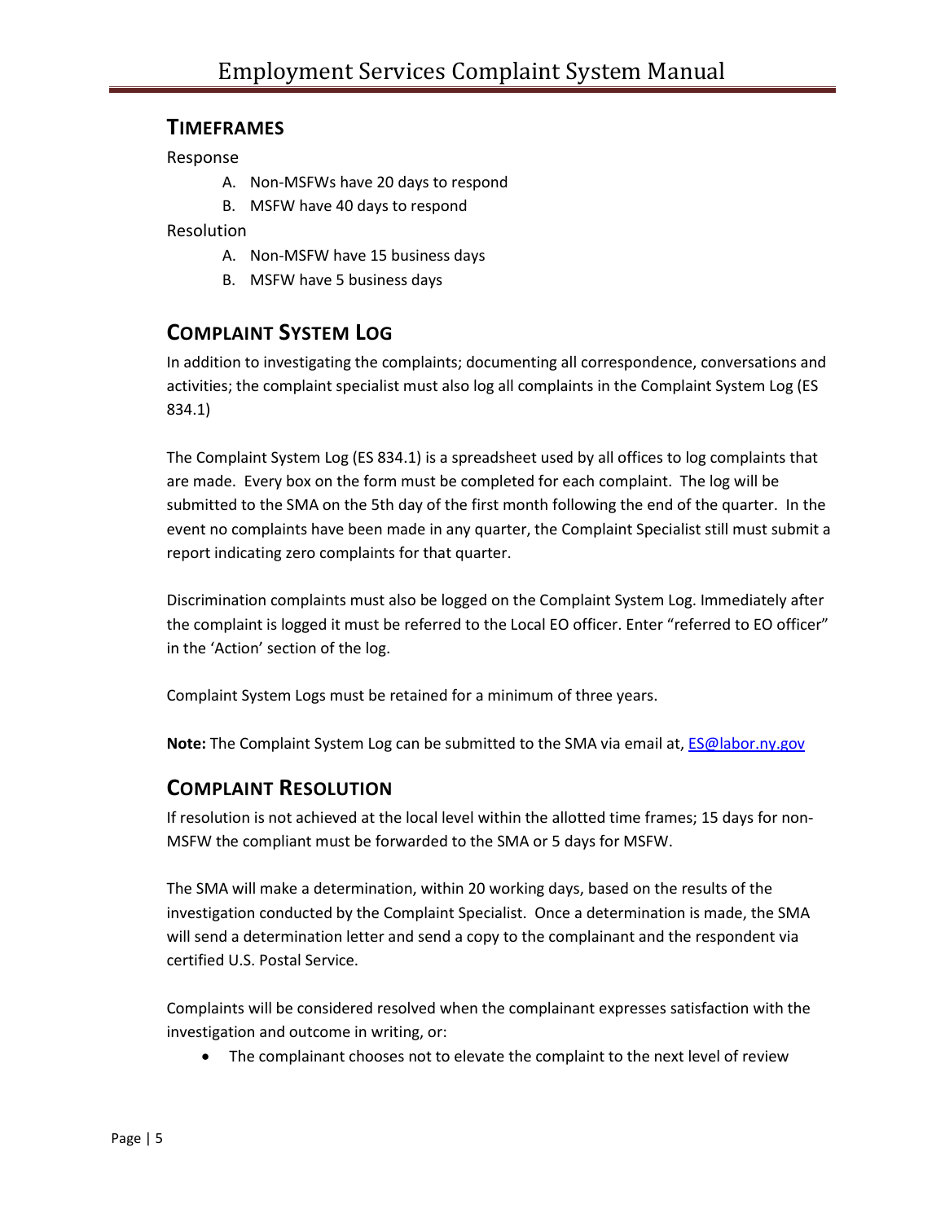## Timeframes

Response

A. Non-MSFWs have 20 days to respond
B. MSFW have 40 days to respond

Resolution

A. Non-MSFW have 15 business days
B. MSFW have 5 business days

## Complaint System Log

In addition to investigating the complaints; documenting all correspondence, conversations and activities; the complaint specialist must also log all complaints in the Complaint System Log (ES 834.1)

The Complaint System Log (ES 834.1) is a spreadsheet used by all offices to log complaints that are made. Every box on the form must be completed for each complaint. The log will be submitted to the SMA on the 5th day of the first month following the end of the quarter. In the event no complaints have been made in any quarter, the Complaint Specialist still must submit a report indicating zero complaints for that quarter.

Discrimination complaints must also be logged on the Complaint System Log. Immediately after the complaint is logged it must be referred to the Local EO officer. Enter "referred to EO officer" in the 'Action' section of the log.

Complaint System Logs must be retained for a minimum of three years.

**Note:** The Complaint System Log can be submitted to the SMA via email at, ES@labor.ny.gov

## Complaint Resolution

If resolution is not achieved at the local level within the allotted time frames; 15 days for non-MSFW the compliant must be forwarded to the SMA or 5 days for MSFW.

The SMA will make a determination, within 20 working days, based on the results of the investigation conducted by the Complaint Specialist. Once a determination is made, the SMA will send a determination letter and send a copy to the complainant and the respondent via certified U.S. Postal Service.

Complaints will be considered resolved when the complainant expresses satisfaction with the investigation and outcome in writing, or:

- The complainant chooses not to elevate the complaint to the next level of review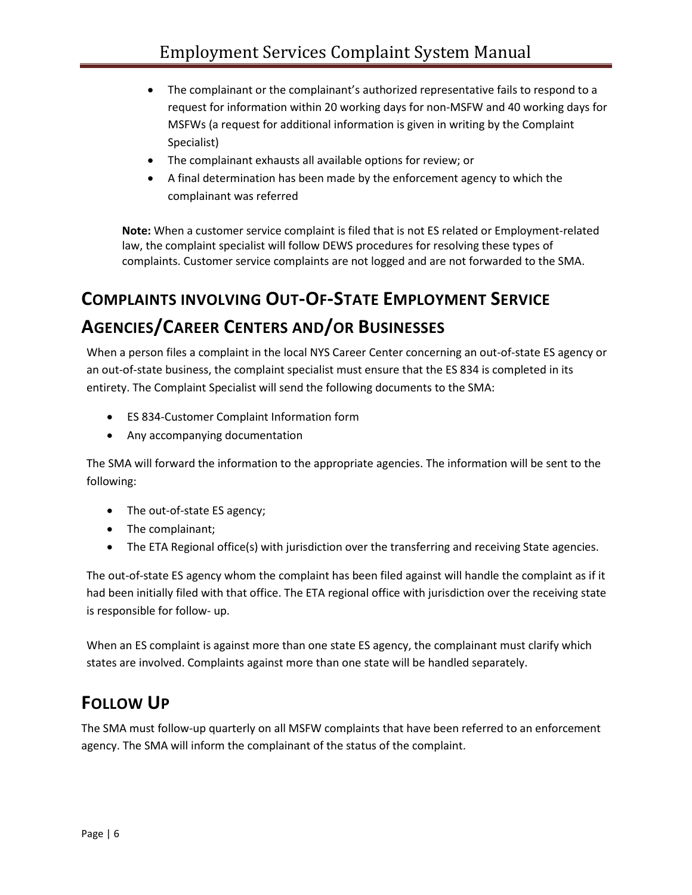- The complainant or the complainant's authorized representative fails to respond to a request for information within 20 working days for non-MSFW and 40 working days for MSFWs (a request for additional information is given in writing by the Complaint Specialist)
- The complainant exhausts all available options for review; or
- A final determination has been made by the enforcement agency to which the complainant was referred

**Note:** When a customer service complaint is filed that is not ES related or Employment-related law, the complaint specialist will follow DEWS procedures for resolving these types of complaints. Customer service complaints are not logged and are not forwarded to the SMA.

## Complaints involving Out-Of-State Employment Service Agencies/Career Centers and/or Businesses

When a person files a complaint in the local NYS Career Center concerning an out-of-state ES agency or an out-of-state business, the complaint specialist must ensure that the ES 834 is completed in its entirety. The Complaint Specialist will send the following documents to the SMA:

- ES 834-Customer Complaint Information form
- Any accompanying documentation

The SMA will forward the information to the appropriate agencies. The information will be sent to the following:

- The out-of-state ES agency;
- The complainant;
- The ETA Regional office(s) with jurisdiction over the transferring and receiving State agencies.

The out-of-state ES agency whom the complaint has been filed against will handle the complaint as if it had been initially filed with that office. The ETA regional office with jurisdiction over the receiving state is responsible for follow- up.

When an ES complaint is against more than one state ES agency, the complainant must clarify which states are involved. Complaints against more than one state will be handled separately.

## Follow Up

The SMA must follow-up quarterly on all MSFW complaints that have been referred to an enforcement agency. The SMA will inform the complainant of the status of the complaint.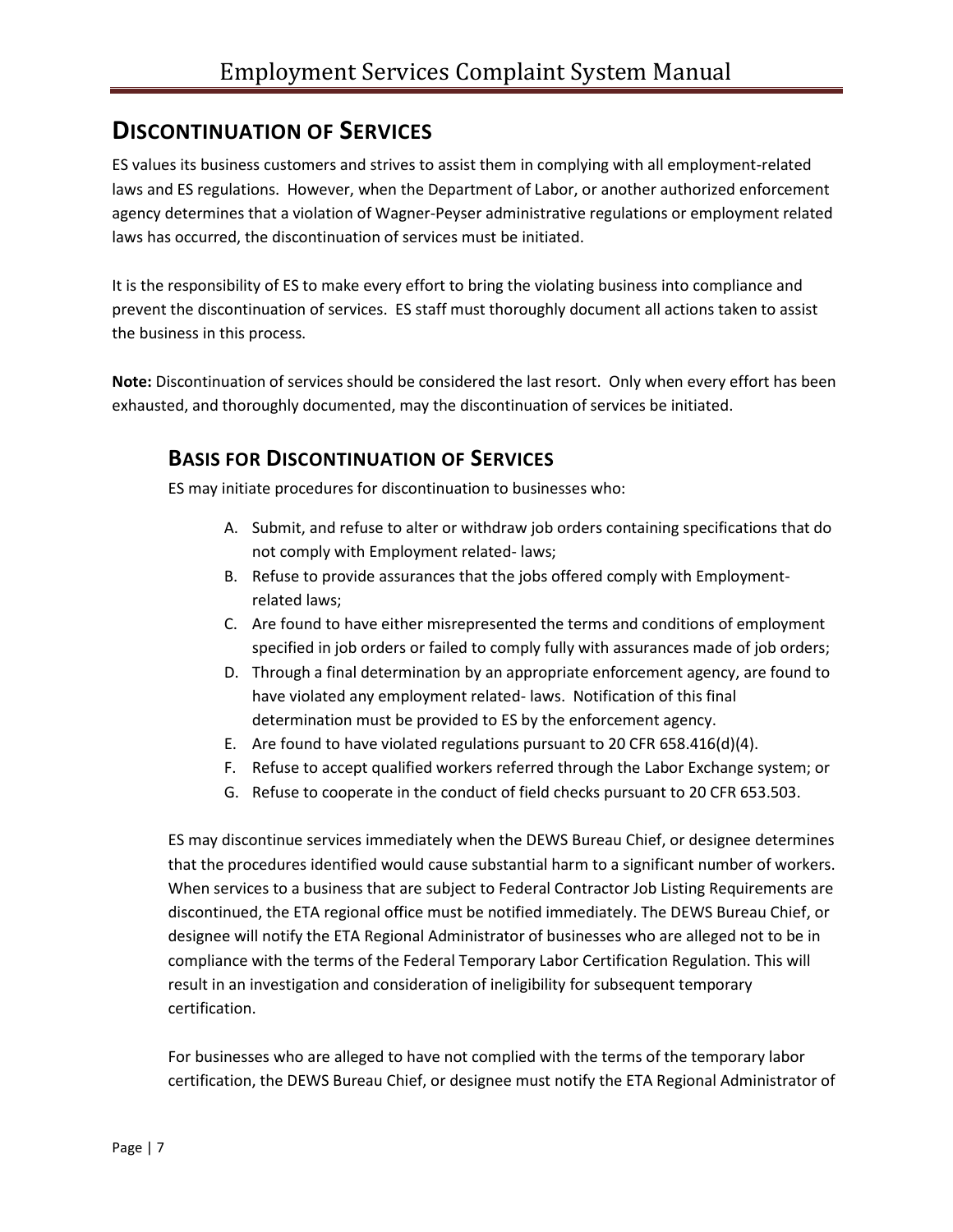## Discontinuation of Services

ES values its business customers and strives to assist them in complying with all employment-related laws and ES regulations. However, when the Department of Labor, or another authorized enforcement agency determines that a violation of Wagner-Peyser administrative regulations or employment related laws has occurred, the discontinuation of services must be initiated.

It is the responsibility of ES to make every effort to bring the violating business into compliance and prevent the discontinuation of services. ES staff must thoroughly document all actions taken to assist the business in this process.

**Note:** Discontinuation of services should be considered the last resort. Only when every effort has been exhausted, and thoroughly documented, may the discontinuation of services be initiated.

### Basis for Discontinuation of Services

ES may initiate procedures for discontinuation to businesses who:

A. Submit, and refuse to alter or withdraw job orders containing specifications that do not comply with Employment related- laws;
B. Refuse to provide assurances that the jobs offered comply with Employment-related laws;
C. Are found to have either misrepresented the terms and conditions of employment specified in job orders or failed to comply fully with assurances made of job orders;
D. Through a final determination by an appropriate enforcement agency, are found to have violated any employment related- laws. Notification of this final determination must be provided to ES by the enforcement agency.
E. Are found to have violated regulations pursuant to 20 CFR 658.416(d)(4).
F. Refuse to accept qualified workers referred through the Labor Exchange system; or
G. Refuse to cooperate in the conduct of field checks pursuant to 20 CFR 653.503.

ES may discontinue services immediately when the DEWS Bureau Chief, or designee determines that the procedures identified would cause substantial harm to a significant number of workers. When services to a business that are subject to Federal Contractor Job Listing Requirements are discontinued, the ETA regional office must be notified immediately. The DEWS Bureau Chief, or designee will notify the ETA Regional Administrator of businesses who are alleged not to be in compliance with the terms of the Federal Temporary Labor Certification Regulation. This will result in an investigation and consideration of ineligibility for subsequent temporary certification.

For businesses who are alleged to have not complied with the terms of the temporary labor certification, the DEWS Bureau Chief, or designee must notify the ETA Regional Administrator of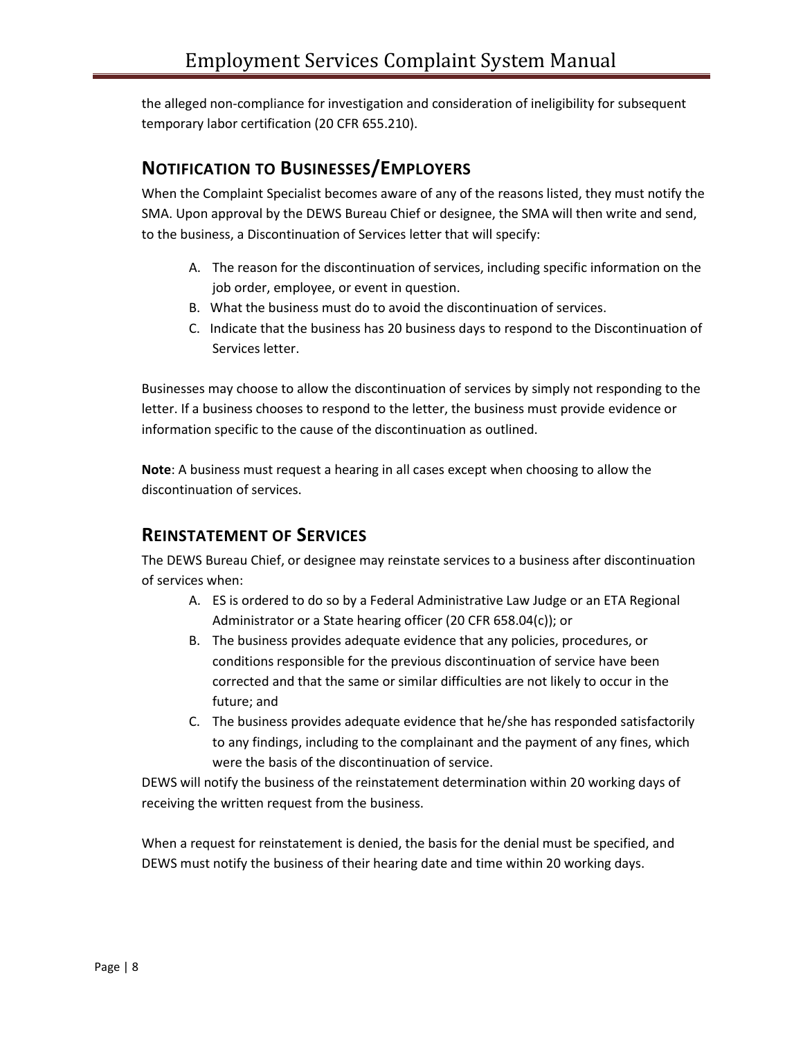the alleged non-compliance for investigation and consideration of ineligibility for subsequent temporary labor certification (20 CFR 655.210).

## Notification to Businesses/Employers

When the Complaint Specialist becomes aware of any of the reasons listed, they must notify the SMA. Upon approval by the DEWS Bureau Chief or designee, the SMA will then write and send, to the business, a Discontinuation of Services letter that will specify:

A. The reason for the discontinuation of services, including specific information on the job order, employee, or event in question.
B. What the business must do to avoid the discontinuation of services.
C. Indicate that the business has 20 business days to respond to the Discontinuation of Services letter.

Businesses may choose to allow the discontinuation of services by simply not responding to the letter. If a business chooses to respond to the letter, the business must provide evidence or information specific to the cause of the discontinuation as outlined.

**Note**: A business must request a hearing in all cases except when choosing to allow the discontinuation of services.

## Reinstatement of Services

The DEWS Bureau Chief, or designee may reinstate services to a business after discontinuation of services when:

A. ES is ordered to do so by a Federal Administrative Law Judge or an ETA Regional Administrator or a State hearing officer (20 CFR 658.04(c)); or
B. The business provides adequate evidence that any policies, procedures, or conditions responsible for the previous discontinuation of service have been corrected and that the same or similar difficulties are not likely to occur in the future; and
C. The business provides adequate evidence that he/she has responded satisfactorily to any findings, including to the complainant and the payment of any fines, which were the basis of the discontinuation of service.

DEWS will notify the business of the reinstatement determination within 20 working days of receiving the written request from the business.

When a request for reinstatement is denied, the basis for the denial must be specified, and DEWS must notify the business of their hearing date and time within 20 working days.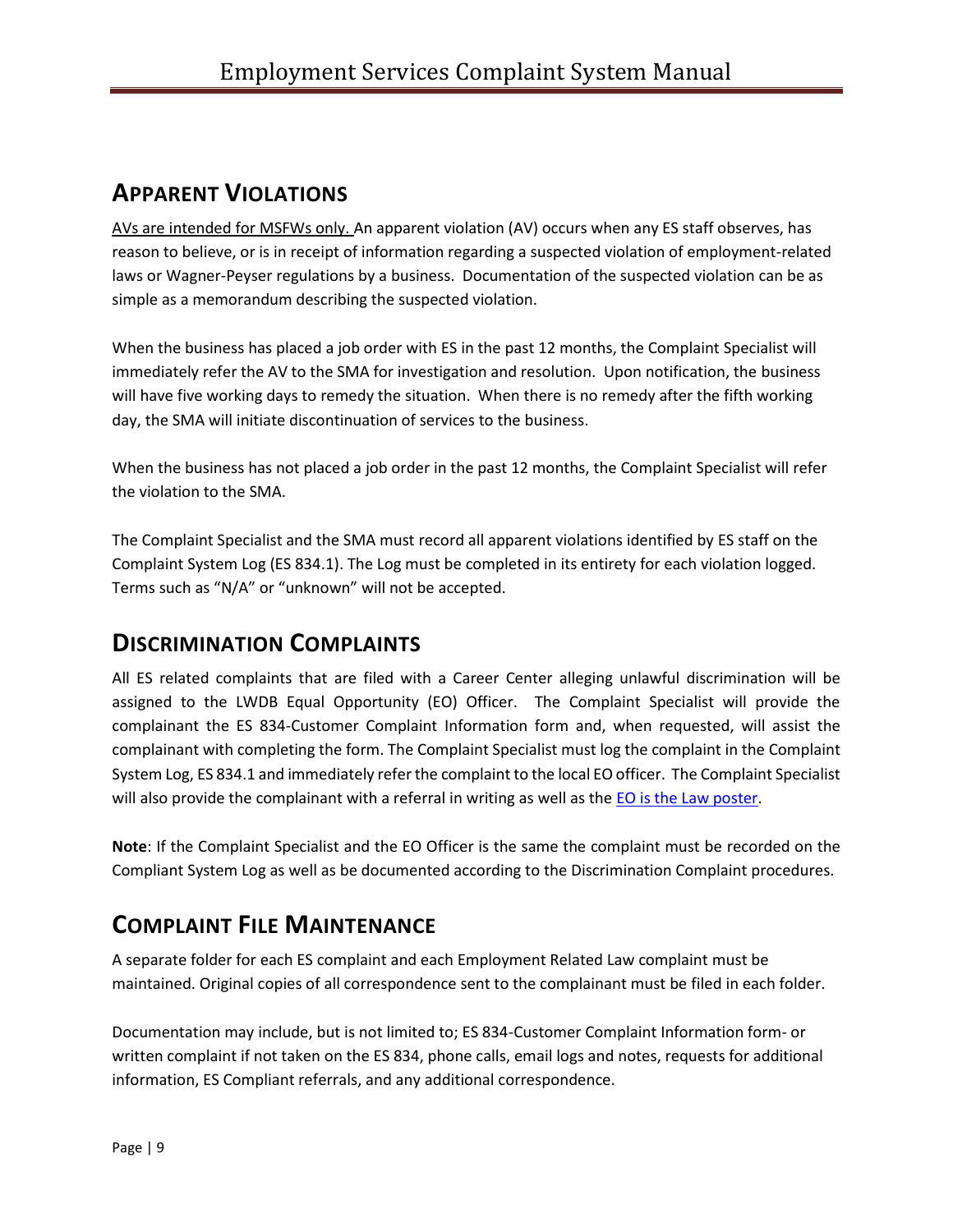## Apparent Violations

<u>AVs are intended for MSFWs only.</u> An apparent violation (AV) occurs when any ES staff observes, has reason to believe, or is in receipt of information regarding a suspected violation of employment-related laws or Wagner-Peyser regulations by a business. Documentation of the suspected violation can be as simple as a memorandum describing the suspected violation.

When the business has placed a job order with ES in the past 12 months, the Complaint Specialist will immediately refer the AV to the SMA for investigation and resolution. Upon notification, the business will have five working days to remedy the situation. When there is no remedy after the fifth working day, the SMA will initiate discontinuation of services to the business.

When the business has not placed a job order in the past 12 months, the Complaint Specialist will refer the violation to the SMA.

The Complaint Specialist and the SMA must record all apparent violations identified by ES staff on the Complaint System Log (ES 834.1). The Log must be completed in its entirety for each violation logged. Terms such as "N/A" or "unknown" will not be accepted.

## Discrimination Complaints

All ES related complaints that are filed with a Career Center alleging unlawful discrimination will be assigned to the LWDB Equal Opportunity (EO) Officer. The Complaint Specialist will provide the complainant the ES 834-Customer Complaint Information form and, when requested, will assist the complainant with completing the form. The Complaint Specialist must log the complaint in the Complaint System Log, ES 834.1 and immediately refer the complaint to the local EO officer. The Complaint Specialist will also provide the complainant with a referral in writing as well as the EO is the Law poster.

**Note**: If the Complaint Specialist and the EO Officer is the same the complaint must be recorded on the Compliant System Log as well as be documented according to the Discrimination Complaint procedures.

## Complaint File Maintenance

A separate folder for each ES complaint and each Employment Related Law complaint must be maintained. Original copies of all correspondence sent to the complainant must be filed in each folder.

Documentation may include, but is not limited to; ES 834-Customer Complaint Information form- or written complaint if not taken on the ES 834, phone calls, email logs and notes, requests for additional information, ES Compliant referrals, and any additional correspondence.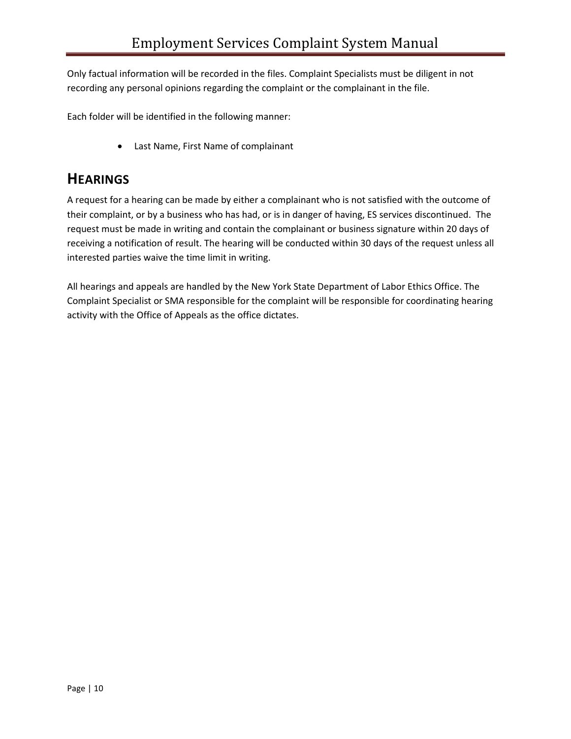Only factual information will be recorded in the files. Complaint Specialists must be diligent in not recording any personal opinions regarding the complaint or the complainant in the file.

Each folder will be identified in the following manner:

- Last Name, First Name of complainant

## HEARINGS

A request for a hearing can be made by either a complainant who is not satisfied with the outcome of their complaint, or by a business who has had, or is in danger of having, ES services discontinued. The request must be made in writing and contain the complainant or business signature within 20 days of receiving a notification of result. The hearing will be conducted within 30 days of the request unless all interested parties waive the time limit in writing.

All hearings and appeals are handled by the New York State Department of Labor Ethics Office. The Complaint Specialist or SMA responsible for the complaint will be responsible for coordinating hearing activity with the Office of Appeals as the office dictates.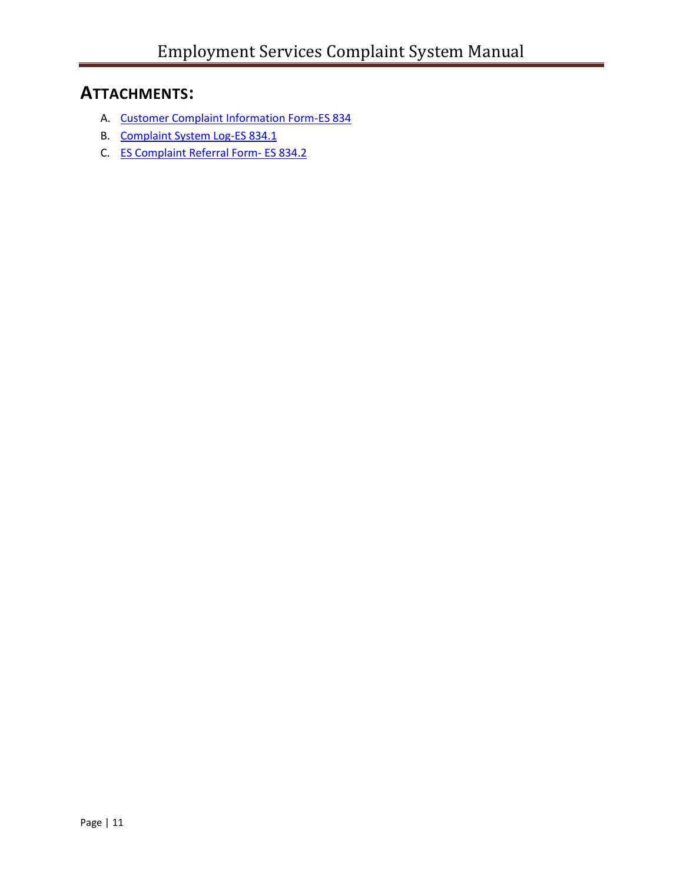## ATTACHMENTS:

A. Customer Complaint Information Form-ES 834
B. Complaint System Log-ES 834.1
C. ES Complaint Referral Form- ES 834.2